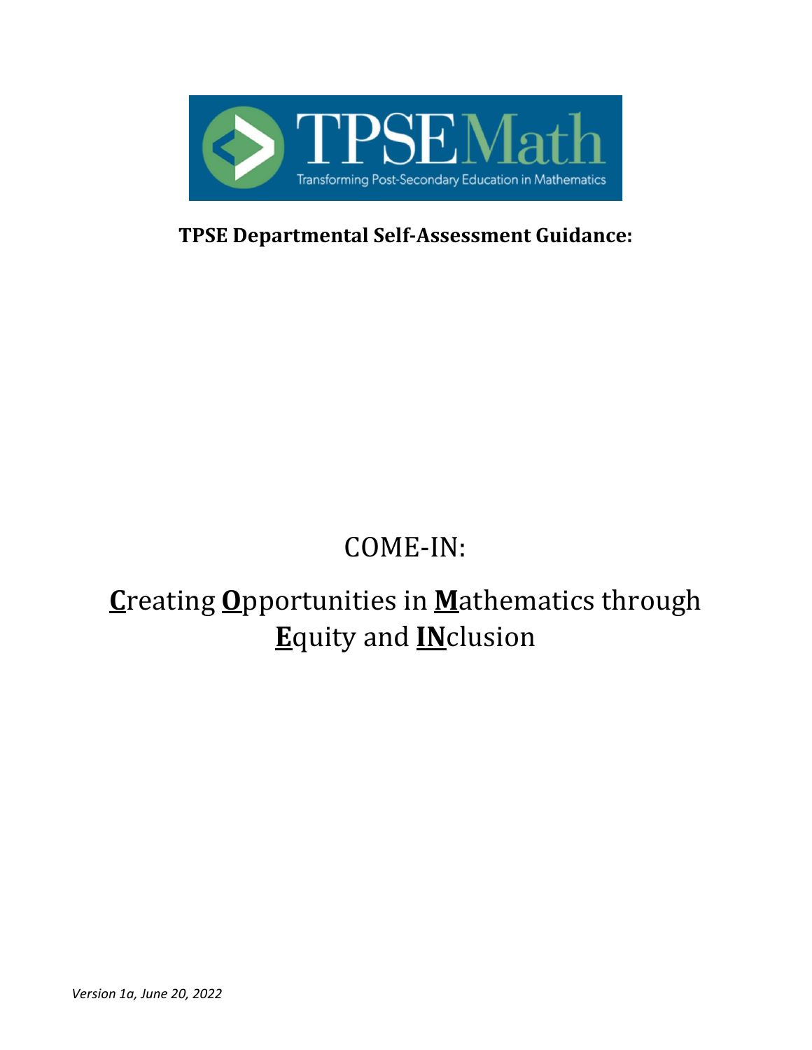TPSEMath

Transforming Post-Secondary Education in Mathematics

**TPSE Departmental Self-Assessment Guidance:**

# COME-IN:

# **C**reating **O**pportunities in **M**athematics through **E**quity and **IN**clusion

*Version 1a, June 20, 2022*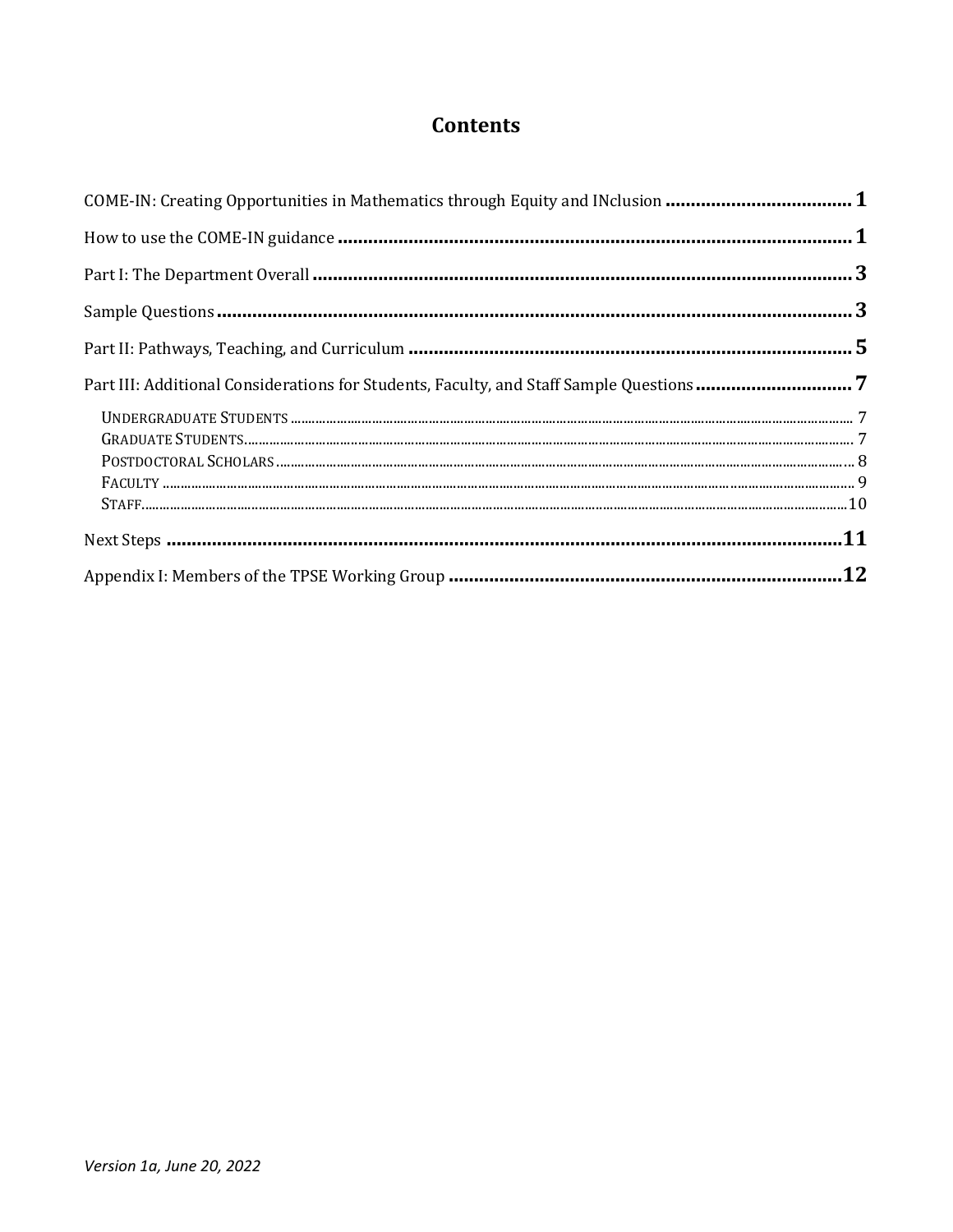# Contents

COME-IN: Creating Opportunities in Mathematics through Equity and INclusion .................................... **1**

How to use the COME-IN guidance .................................................................................................... **1**

Part I: The Department Overall ........................................................................................................ **3**

Sample Questions ............................................................................................................................ **3**

Part II: Pathways, Teaching, and Curriculum ..................................................................................... **5**

Part III: Additional Considerations for Students, Faculty, and Staff Sample Questions .............................. **7**

- UNDERGRADUATE STUDENTS .................................................................................................. 7
- GRADUATE STUDENTS.............................................................................................................. 7
- POSTDOCTORAL SCHOLARS ..................................................................................................... 8
- FACULTY ................................................................................................................................. 9
- STAFF.................................................................................................................................... 10

Next Steps ...................................................................................................................................... **11**

Appendix I: Members of the TPSE Working Group ............................................................................ **12**

*Version 1a, June 20, 2022*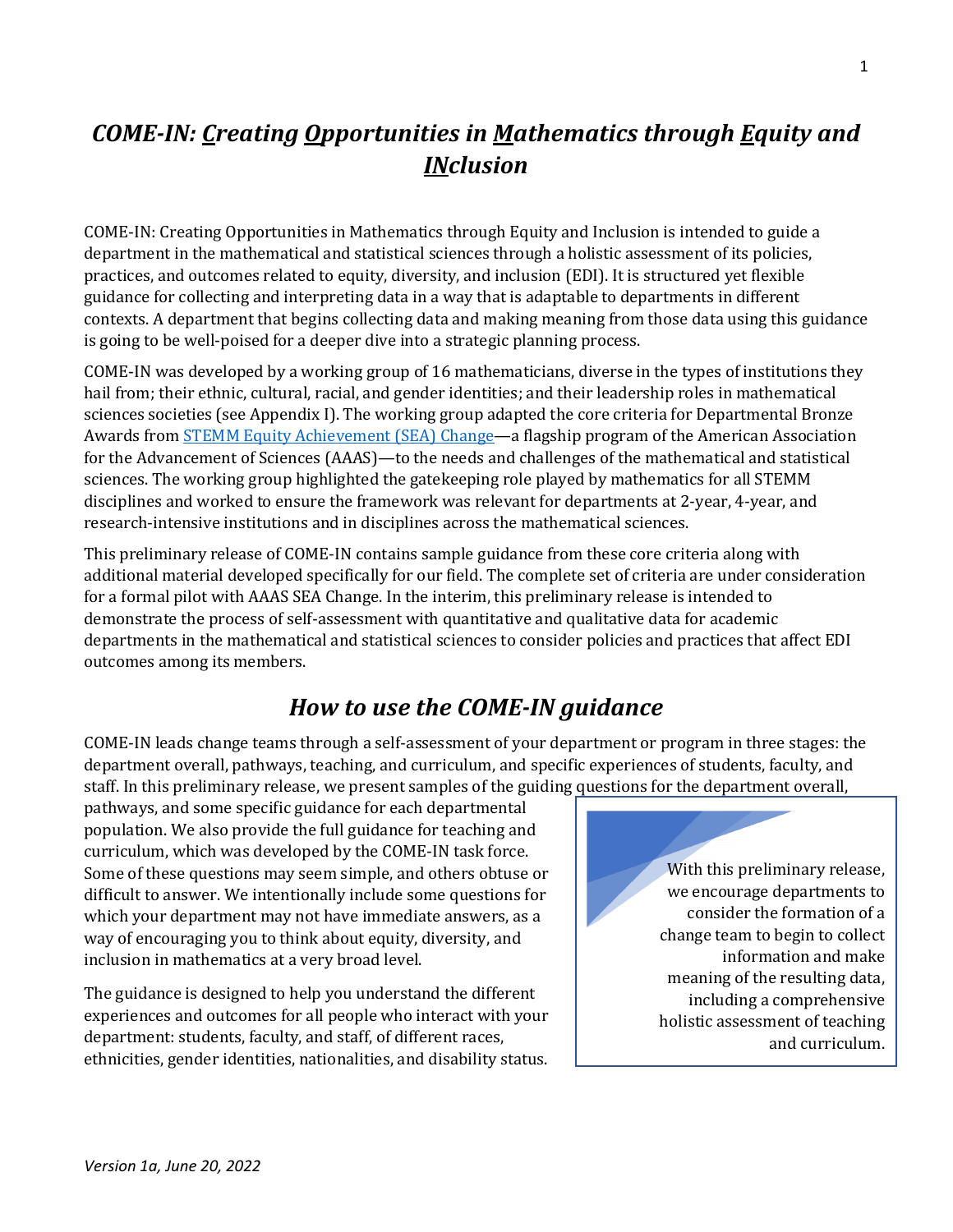# *COME-IN: Creating Opportunities in Mathematics through Equity and INclusion*

COME-IN: Creating Opportunities in Mathematics through Equity and Inclusion is intended to guide a department in the mathematical and statistical sciences through a holistic assessment of its policies, practices, and outcomes related to equity, diversity, and inclusion (EDI). It is structured yet flexible guidance for collecting and interpreting data in a way that is adaptable to departments in different contexts. A department that begins collecting data and making meaning from those data using this guidance is going to be well-poised for a deeper dive into a strategic planning process.

COME-IN was developed by a working group of 16 mathematicians, diverse in the types of institutions they hail from; their ethnic, cultural, racial, and gender identities; and their leadership roles in mathematical sciences societies (see Appendix I). The working group adapted the core criteria for Departmental Bronze Awards from [STEMM Equity Achievement (SEA) Change](#)—a flagship program of the American Association for the Advancement of Sciences (AAAS)—to the needs and challenges of the mathematical and statistical sciences. The working group highlighted the gatekeeping role played by mathematics for all STEMM disciplines and worked to ensure the framework was relevant for departments at 2-year, 4-year, and research-intensive institutions and in disciplines across the mathematical sciences.

This preliminary release of COME-IN contains sample guidance from these core criteria along with additional material developed specifically for our field. The complete set of criteria are under consideration for a formal pilot with AAAS SEA Change. In the interim, this preliminary release is intended to demonstrate the process of self-assessment with quantitative and qualitative data for academic departments in the mathematical and statistical sciences to consider policies and practices that affect EDI outcomes among its members.

## *How to use the COME-IN guidance*

COME-IN leads change teams through a self-assessment of your department or program in three stages: the department overall, pathways, teaching, and curriculum, and specific experiences of students, faculty, and staff. In this preliminary release, we present samples of the guiding questions for the department overall, pathways, and some specific guidance for each departmental population. We also provide the full guidance for teaching and curriculum, which was developed by the COME-IN task force. Some of these questions may seem simple, and others obtuse or difficult to answer. We intentionally include some questions for which your department may not have immediate answers, as a way of encouraging you to think about equity, diversity, and inclusion in mathematics at a very broad level.

> With this preliminary release, we encourage departments to consider the formation of a change team to begin to collect information and make meaning of the resulting data, including a comprehensive holistic assessment of teaching and curriculum.

The guidance is designed to help you understand the different experiences and outcomes for all people who interact with your department: students, faculty, and staff, of different races, ethnicities, gender identities, nationalities, and disability status.

*Version 1a, June 20, 2022*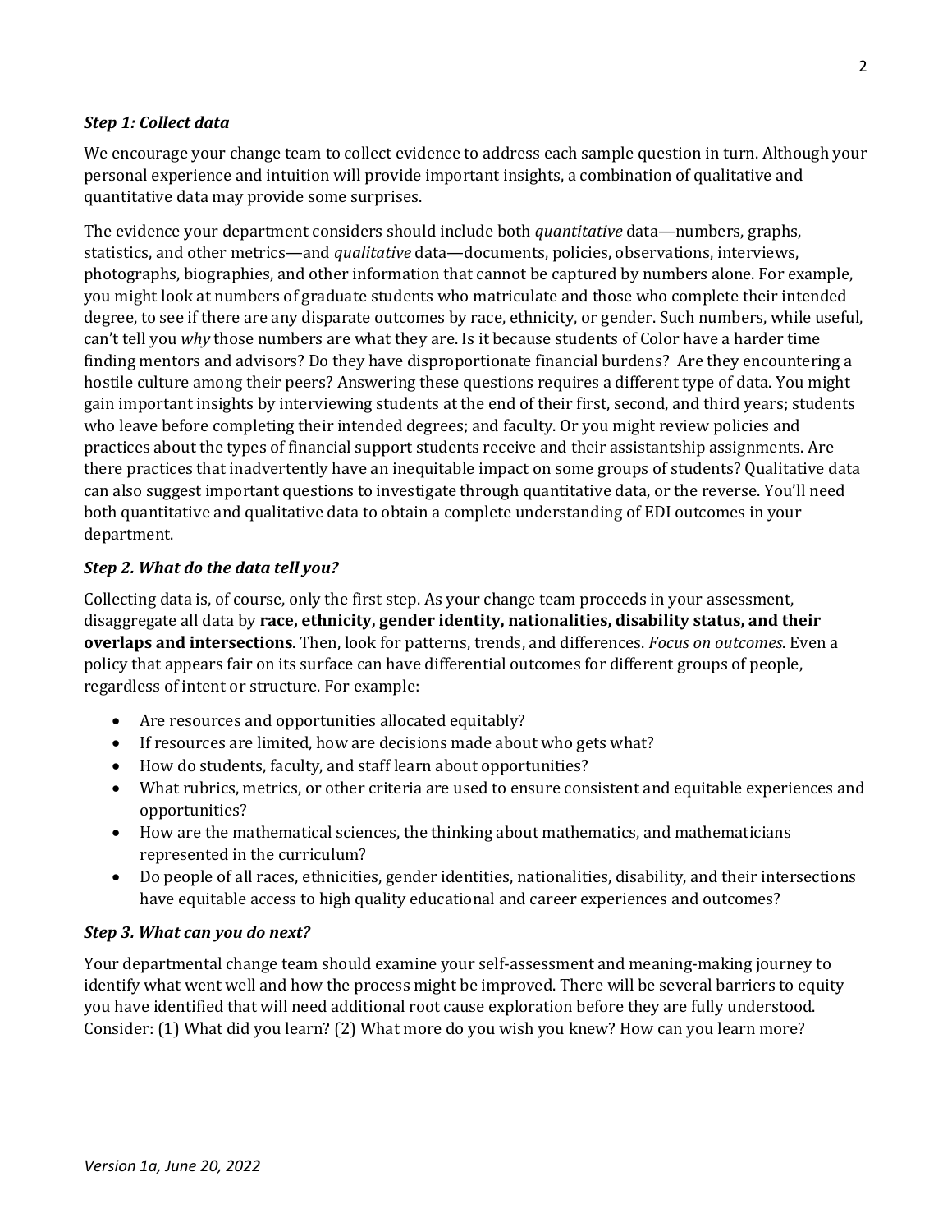### *Step 1: Collect data*

We encourage your change team to collect evidence to address each sample question in turn. Although your personal experience and intuition will provide important insights, a combination of qualitative and quantitative data may provide some surprises.

The evidence your department considers should include both *quantitative* data—numbers, graphs, statistics, and other metrics—and *qualitative* data—documents, policies, observations, interviews, photographs, biographies, and other information that cannot be captured by numbers alone. For example, you might look at numbers of graduate students who matriculate and those who complete their intended degree, to see if there are any disparate outcomes by race, ethnicity, or gender. Such numbers, while useful, can't tell you *why* those numbers are what they are. Is it because students of Color have a harder time finding mentors and advisors? Do they have disproportionate financial burdens? Are they encountering a hostile culture among their peers? Answering these questions requires a different type of data. You might gain important insights by interviewing students at the end of their first, second, and third years; students who leave before completing their intended degrees; and faculty. Or you might review policies and practices about the types of financial support students receive and their assistantship assignments. Are there practices that inadvertently have an inequitable impact on some groups of students? Qualitative data can also suggest important questions to investigate through quantitative data, or the reverse. You'll need both quantitative and qualitative data to obtain a complete understanding of EDI outcomes in your department.

### *Step 2. What do the data tell you?*

Collecting data is, of course, only the first step. As your change team proceeds in your assessment, disaggregate all data by **race, ethnicity, gender identity, nationalities, disability status, and their overlaps and intersections**. Then, look for patterns, trends, and differences. *Focus on outcomes*. Even a policy that appears fair on its surface can have differential outcomes for different groups of people, regardless of intent or structure. For example:

- Are resources and opportunities allocated equitably?
- If resources are limited, how are decisions made about who gets what?
- How do students, faculty, and staff learn about opportunities?
- What rubrics, metrics, or other criteria are used to ensure consistent and equitable experiences and opportunities?
- How are the mathematical sciences, the thinking about mathematics, and mathematicians represented in the curriculum?
- Do people of all races, ethnicities, gender identities, nationalities, disability, and their intersections have equitable access to high quality educational and career experiences and outcomes?

### *Step 3. What can you do next?*

Your departmental change team should examine your self-assessment and meaning-making journey to identify what went well and how the process might be improved. There will be several barriers to equity you have identified that will need additional root cause exploration before they are fully understood. Consider: (1) What did you learn? (2) What more do you wish you knew? How can you learn more?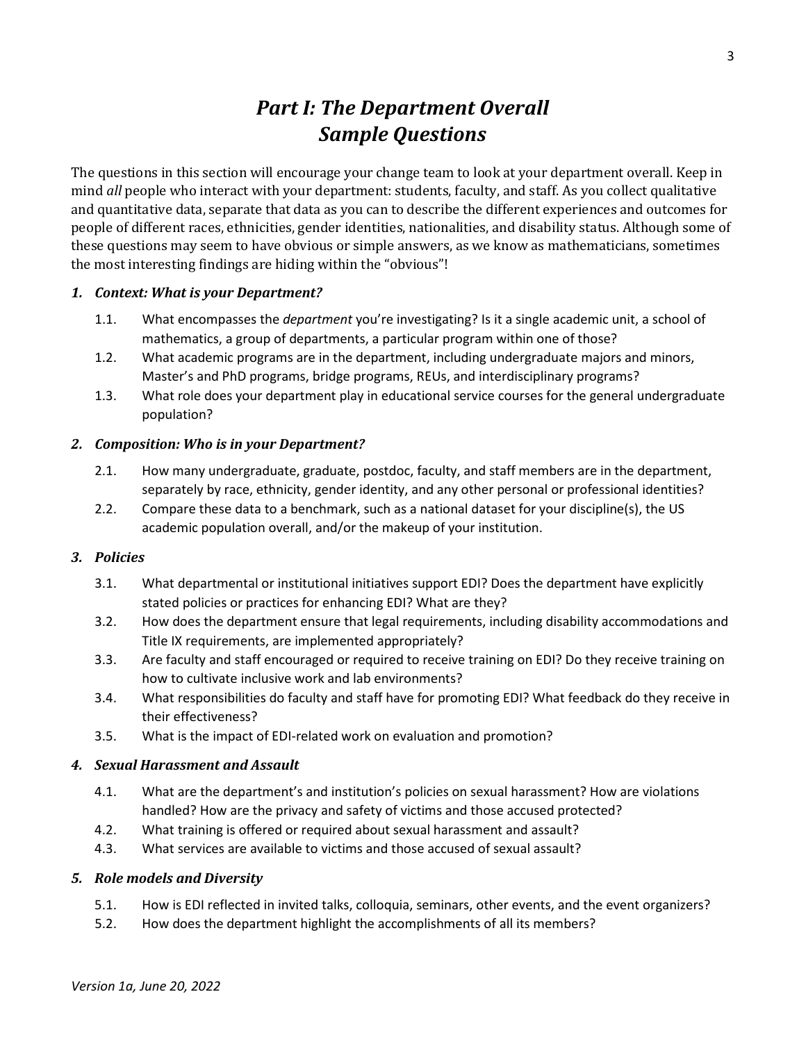# *Part I: The Department Overall*
# *Sample Questions*

The questions in this section will encourage your change team to look at your department overall. Keep in mind *all* people who interact with your department: students, faculty, and staff. As you collect qualitative and quantitative data, separate that data as you can to describe the different experiences and outcomes for people of different races, ethnicities, gender identities, nationalities, and disability status. Although some of these questions may seem to have obvious or simple answers, as we know as mathematicians, sometimes the most interesting findings are hiding within the "obvious"!

### *1. Context: What is your Department?*

1.1. What encompasses the *department* you're investigating? Is it a single academic unit, a school of mathematics, a group of departments, a particular program within one of those?

1.2. What academic programs are in the department, including undergraduate majors and minors, Master's and PhD programs, bridge programs, REUs, and interdisciplinary programs?

1.3. What role does your department play in educational service courses for the general undergraduate population?

### *2. Composition: Who is in your Department?*

2.1. How many undergraduate, graduate, postdoc, faculty, and staff members are in the department, separately by race, ethnicity, gender identity, and any other personal or professional identities?

2.2. Compare these data to a benchmark, such as a national dataset for your discipline(s), the US academic population overall, and/or the makeup of your institution.

### *3. Policies*

3.1. What departmental or institutional initiatives support EDI? Does the department have explicitly stated policies or practices for enhancing EDI? What are they?

3.2. How does the department ensure that legal requirements, including disability accommodations and Title IX requirements, are implemented appropriately?

3.3. Are faculty and staff encouraged or required to receive training on EDI? Do they receive training on how to cultivate inclusive work and lab environments?

3.4. What responsibilities do faculty and staff have for promoting EDI? What feedback do they receive in their effectiveness?

3.5. What is the impact of EDI-related work on evaluation and promotion?

### *4. Sexual Harassment and Assault*

4.1. What are the department's and institution's policies on sexual harassment? How are violations handled? How are the privacy and safety of victims and those accused protected?

4.2. What training is offered or required about sexual harassment and assault?

4.3. What services are available to victims and those accused of sexual assault?

### *5. Role models and Diversity*

5.1. How is EDI reflected in invited talks, colloquia, seminars, other events, and the event organizers?

5.2. How does the department highlight the accomplishments of all its members?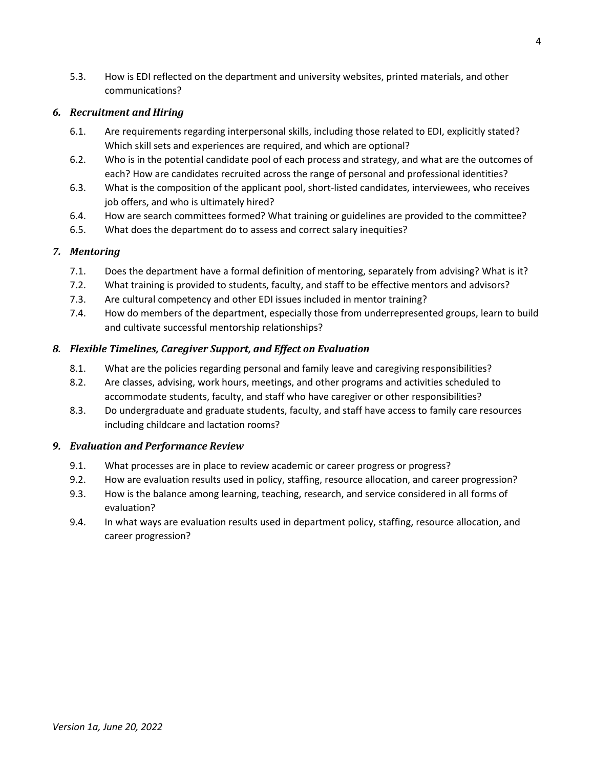5.3. How is EDI reflected on the department and university websites, printed materials, and other communications?

### *6. Recruitment and Hiring*

6.1. Are requirements regarding interpersonal skills, including those related to EDI, explicitly stated? Which skill sets and experiences are required, and which are optional?

6.2. Who is in the potential candidate pool of each process and strategy, and what are the outcomes of each? How are candidates recruited across the range of personal and professional identities?

6.3. What is the composition of the applicant pool, short-listed candidates, interviewees, who receives job offers, and who is ultimately hired?

6.4. How are search committees formed? What training or guidelines are provided to the committee?

6.5. What does the department do to assess and correct salary inequities?

### *7. Mentoring*

7.1. Does the department have a formal definition of mentoring, separately from advising? What is it?

7.2. What training is provided to students, faculty, and staff to be effective mentors and advisors?

7.3. Are cultural competency and other EDI issues included in mentor training?

7.4. How do members of the department, especially those from underrepresented groups, learn to build and cultivate successful mentorship relationships?

### *8. Flexible Timelines, Caregiver Support, and Effect on Evaluation*

8.1. What are the policies regarding personal and family leave and caregiving responsibilities?

8.2. Are classes, advising, work hours, meetings, and other programs and activities scheduled to accommodate students, faculty, and staff who have caregiver or other responsibilities?

8.3. Do undergraduate and graduate students, faculty, and staff have access to family care resources including childcare and lactation rooms?

### *9. Evaluation and Performance Review*

9.1. What processes are in place to review academic or career progress or progress?

9.2. How are evaluation results used in policy, staffing, resource allocation, and career progression?

9.3. How is the balance among learning, teaching, research, and service considered in all forms of evaluation?

9.4. In what ways are evaluation results used in department policy, staffing, resource allocation, and career progression?

*Version 1a, June 20, 2022*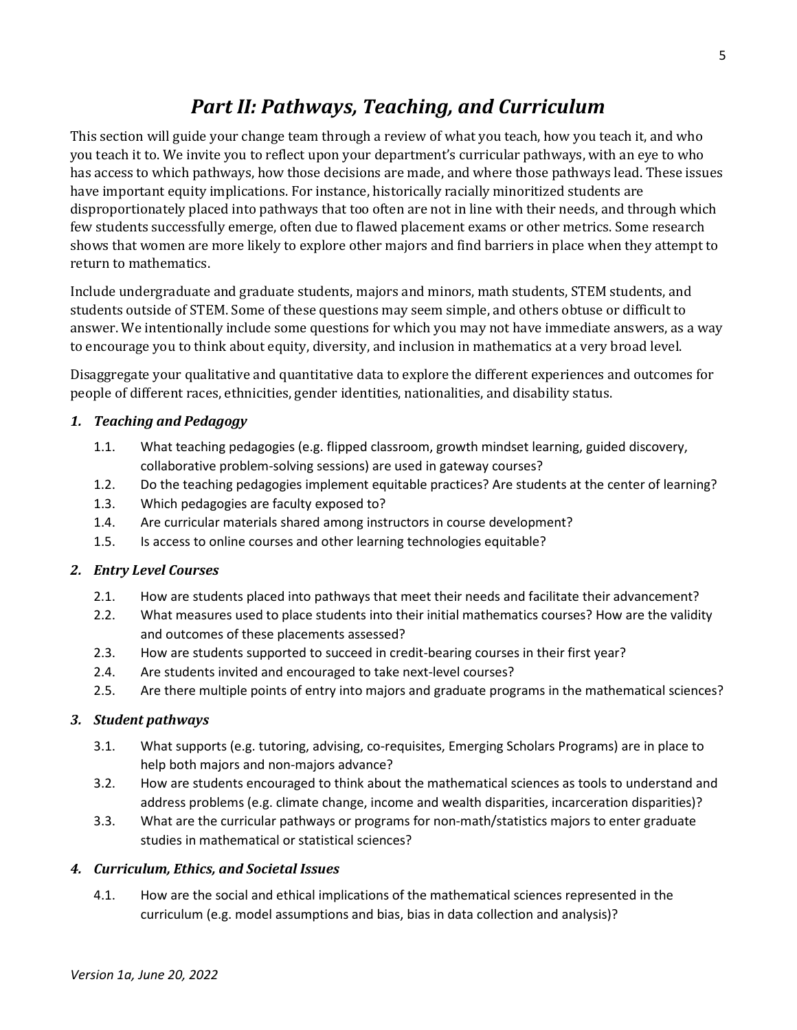# *Part II: Pathways, Teaching, and Curriculum*

This section will guide your change team through a review of what you teach, how you teach it, and who you teach it to. We invite you to reflect upon your department's curricular pathways, with an eye to who has access to which pathways, how those decisions are made, and where those pathways lead. These issues have important equity implications. For instance, historically racially minoritized students are disproportionately placed into pathways that too often are not in line with their needs, and through which few students successfully emerge, often due to flawed placement exams or other metrics. Some research shows that women are more likely to explore other majors and find barriers in place when they attempt to return to mathematics.

Include undergraduate and graduate students, majors and minors, math students, STEM students, and students outside of STEM. Some of these questions may seem simple, and others obtuse or difficult to answer. We intentionally include some questions for which you may not have immediate answers, as a way to encourage you to think about equity, diversity, and inclusion in mathematics at a very broad level.

Disaggregate your qualitative and quantitative data to explore the different experiences and outcomes for people of different races, ethnicities, gender identities, nationalities, and disability status.

### *1. Teaching and Pedagogy*

- 1.1. What teaching pedagogies (e.g. flipped classroom, growth mindset learning, guided discovery, collaborative problem-solving sessions) are used in gateway courses?
- 1.2. Do the teaching pedagogies implement equitable practices? Are students at the center of learning?
- 1.3. Which pedagogies are faculty exposed to?
- 1.4. Are curricular materials shared among instructors in course development?
- 1.5. Is access to online courses and other learning technologies equitable?

### *2. Entry Level Courses*

- 2.1. How are students placed into pathways that meet their needs and facilitate their advancement?
- 2.2. What measures used to place students into their initial mathematics courses? How are the validity and outcomes of these placements assessed?
- 2.3. How are students supported to succeed in credit-bearing courses in their first year?
- 2.4. Are students invited and encouraged to take next-level courses?
- 2.5. Are there multiple points of entry into majors and graduate programs in the mathematical sciences?

### *3. Student pathways*

- 3.1. What supports (e.g. tutoring, advising, co-requisites, Emerging Scholars Programs) are in place to help both majors and non-majors advance?
- 3.2. How are students encouraged to think about the mathematical sciences as tools to understand and address problems (e.g. climate change, income and wealth disparities, incarceration disparities)?
- 3.3. What are the curricular pathways or programs for non-math/statistics majors to enter graduate studies in mathematical or statistical sciences?

### *4. Curriculum, Ethics, and Societal Issues*

- 4.1. How are the social and ethical implications of the mathematical sciences represented in the curriculum (e.g. model assumptions and bias, bias in data collection and analysis)?

*Version 1a, June 20, 2022*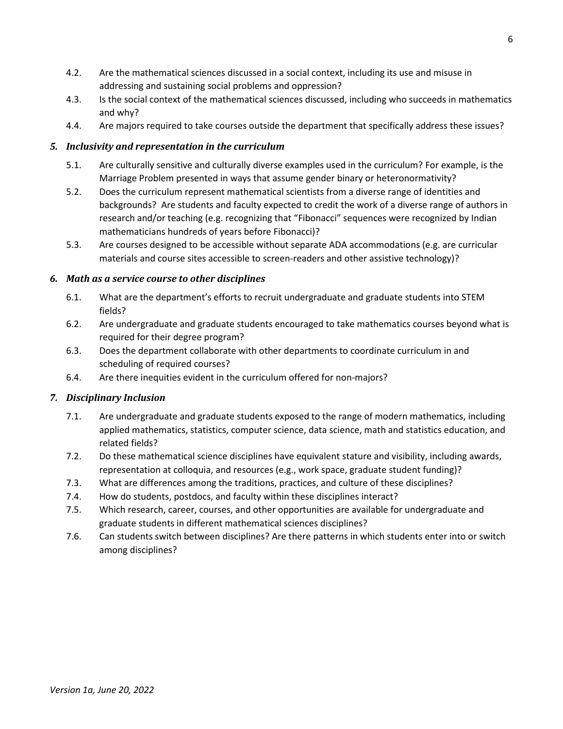4.2. Are the mathematical sciences discussed in a social context, including its use and misuse in addressing and sustaining social problems and oppression?

4.3. Is the social context of the mathematical sciences discussed, including who succeeds in mathematics and why?

4.4. Are majors required to take courses outside the department that specifically address these issues?

### *5. Inclusivity and representation in the curriculum*

5.1. Are culturally sensitive and culturally diverse examples used in the curriculum? For example, is the Marriage Problem presented in ways that assume gender binary or heteronormativity?

5.2. Does the curriculum represent mathematical scientists from a diverse range of identities and backgrounds? Are students and faculty expected to credit the work of a diverse range of authors in research and/or teaching (e.g. recognizing that "Fibonacci" sequences were recognized by Indian mathematicians hundreds of years before Fibonacci)?

5.3. Are courses designed to be accessible without separate ADA accommodations (e.g. are curricular materials and course sites accessible to screen-readers and other assistive technology)?

### *6. Math as a service course to other disciplines*

6.1. What are the department's efforts to recruit undergraduate and graduate students into STEM fields?

6.2. Are undergraduate and graduate students encouraged to take mathematics courses beyond what is required for their degree program?

6.3. Does the department collaborate with other departments to coordinate curriculum in and scheduling of required courses?

6.4. Are there inequities evident in the curriculum offered for non-majors?

### *7. Disciplinary Inclusion*

7.1. Are undergraduate and graduate students exposed to the range of modern mathematics, including applied mathematics, statistics, computer science, data science, math and statistics education, and related fields?

7.2. Do these mathematical science disciplines have equivalent stature and visibility, including awards, representation at colloquia, and resources (e.g., work space, graduate student funding)?

7.3. What are differences among the traditions, practices, and culture of these disciplines?

7.4. How do students, postdocs, and faculty within these disciplines interact?

7.5. Which research, career, courses, and other opportunities are available for undergraduate and graduate students in different mathematical sciences disciplines?

7.6. Can students switch between disciplines? Are there patterns in which students enter into or switch among disciplines?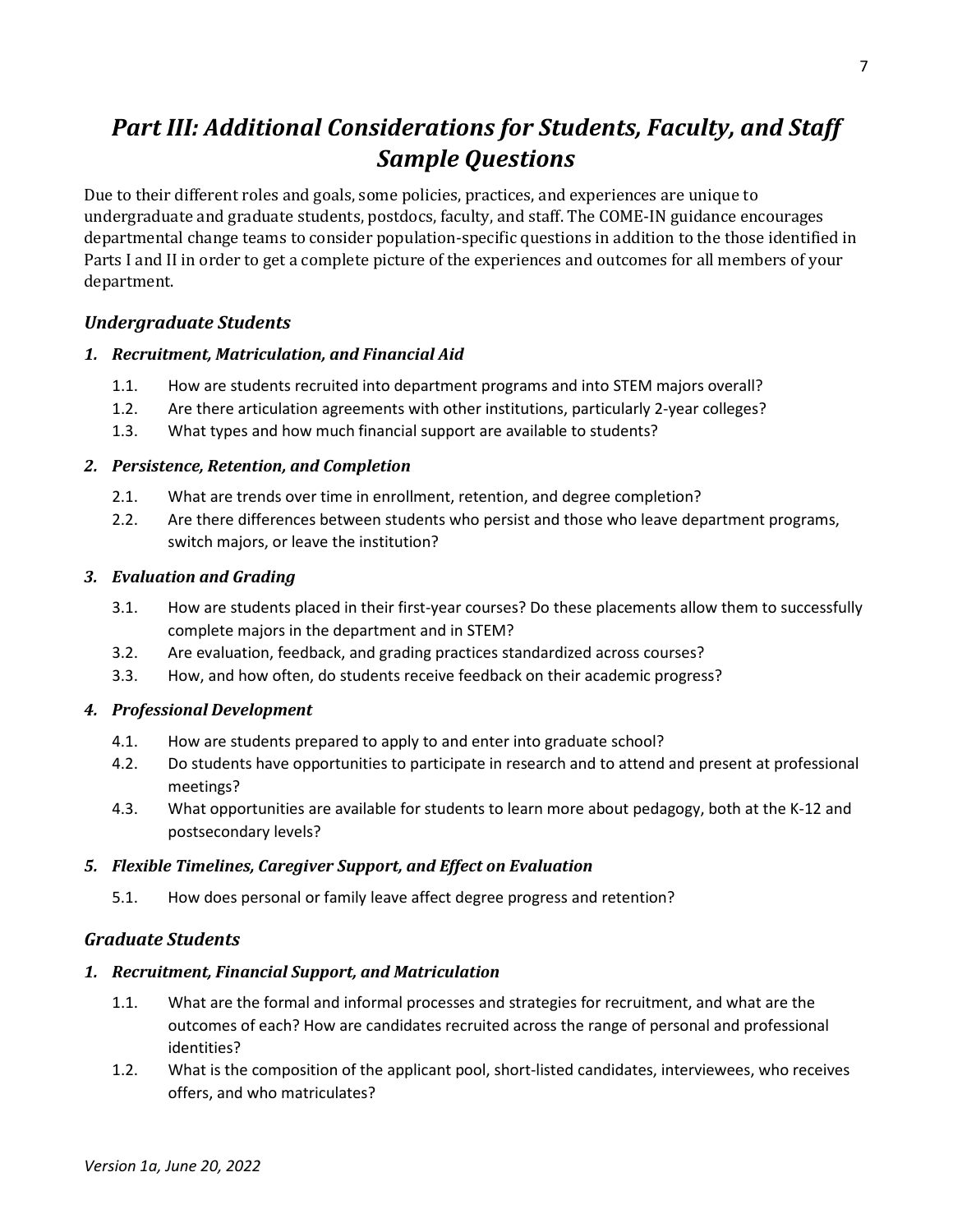# *Part III: Additional Considerations for Students, Faculty, and Staff Sample Questions*

Due to their different roles and goals, some policies, practices, and experiences are unique to undergraduate and graduate students, postdocs, faculty, and staff. The COME-IN guidance encourages departmental change teams to consider population-specific questions in addition to the those identified in Parts I and II in order to get a complete picture of the experiences and outcomes for all members of your department.

## *Undergraduate Students*

### *1. Recruitment, Matriculation, and Financial Aid*

1.1. How are students recruited into department programs and into STEM majors overall?

1.2. Are there articulation agreements with other institutions, particularly 2-year colleges?

1.3. What types and how much financial support are available to students?

### *2. Persistence, Retention, and Completion*

2.1. What are trends over time in enrollment, retention, and degree completion?

2.2. Are there differences between students who persist and those who leave department programs, switch majors, or leave the institution?

### *3. Evaluation and Grading*

3.1. How are students placed in their first-year courses? Do these placements allow them to successfully complete majors in the department and in STEM?

3.2. Are evaluation, feedback, and grading practices standardized across courses?

3.3. How, and how often, do students receive feedback on their academic progress?

### *4. Professional Development*

4.1. How are students prepared to apply to and enter into graduate school?

4.2. Do students have opportunities to participate in research and to attend and present at professional meetings?

4.3. What opportunities are available for students to learn more about pedagogy, both at the K-12 and postsecondary levels?

### *5. Flexible Timelines, Caregiver Support, and Effect on Evaluation*

5.1. How does personal or family leave affect degree progress and retention?

## *Graduate Students*

### *1. Recruitment, Financial Support, and Matriculation*

1.1. What are the formal and informal processes and strategies for recruitment, and what are the outcomes of each? How are candidates recruited across the range of personal and professional identities?

1.2. What is the composition of the applicant pool, short-listed candidates, interviewees, who receives offers, and who matriculates?

*Version 1a, June 20, 2022*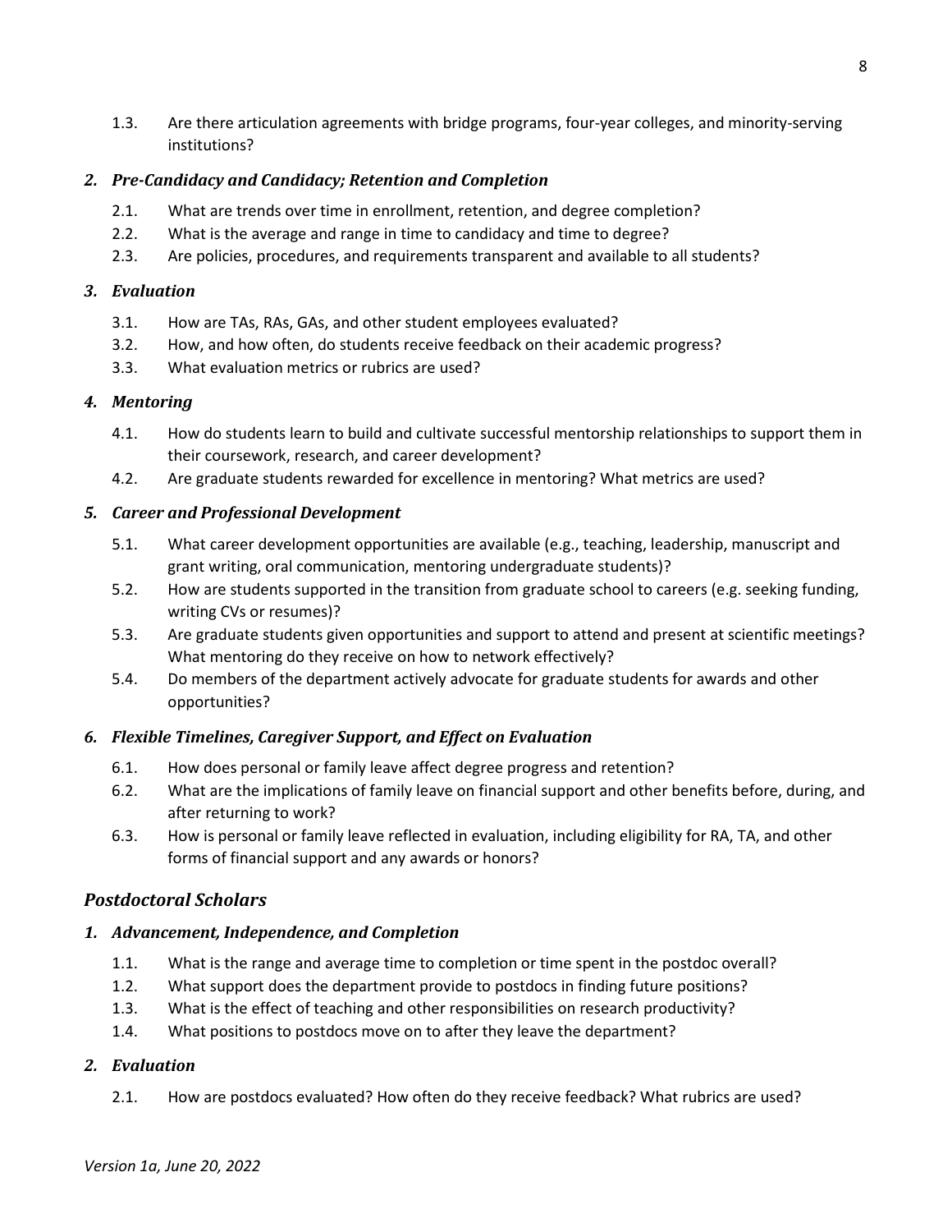1.3. Are there articulation agreements with bridge programs, four-year colleges, and minority-serving institutions?

### *2. Pre-Candidacy and Candidacy; Retention and Completion*

2.1. What are trends over time in enrollment, retention, and degree completion?
2.2. What is the average and range in time to candidacy and time to degree?
2.3. Are policies, procedures, and requirements transparent and available to all students?

### *3. Evaluation*

3.1. How are TAs, RAs, GAs, and other student employees evaluated?
3.2. How, and how often, do students receive feedback on their academic progress?
3.3. What evaluation metrics or rubrics are used?

### *4. Mentoring*

4.1. How do students learn to build and cultivate successful mentorship relationships to support them in their coursework, research, and career development?
4.2. Are graduate students rewarded for excellence in mentoring? What metrics are used?

### *5. Career and Professional Development*

5.1. What career development opportunities are available (e.g., teaching, leadership, manuscript and grant writing, oral communication, mentoring undergraduate students)?
5.2. How are students supported in the transition from graduate school to careers (e.g. seeking funding, writing CVs or resumes)?
5.3. Are graduate students given opportunities and support to attend and present at scientific meetings? What mentoring do they receive on how to network effectively?
5.4. Do members of the department actively advocate for graduate students for awards and other opportunities?

### *6. Flexible Timelines, Caregiver Support, and Effect on Evaluation*

6.1. How does personal or family leave affect degree progress and retention?
6.2. What are the implications of family leave on financial support and other benefits before, during, and after returning to work?
6.3. How is personal or family leave reflected in evaluation, including eligibility for RA, TA, and other forms of financial support and any awards or honors?

## *Postdoctoral Scholars*

### *1. Advancement, Independence, and Completion*

1.1. What is the range and average time to completion or time spent in the postdoc overall?
1.2. What support does the department provide to postdocs in finding future positions?
1.3. What is the effect of teaching and other responsibilities on research productivity?
1.4. What positions to postdocs move on to after they leave the department?

### *2. Evaluation*

2.1. How are postdocs evaluated? How often do they receive feedback? What rubrics are used?

*Version 1a, June 20, 2022*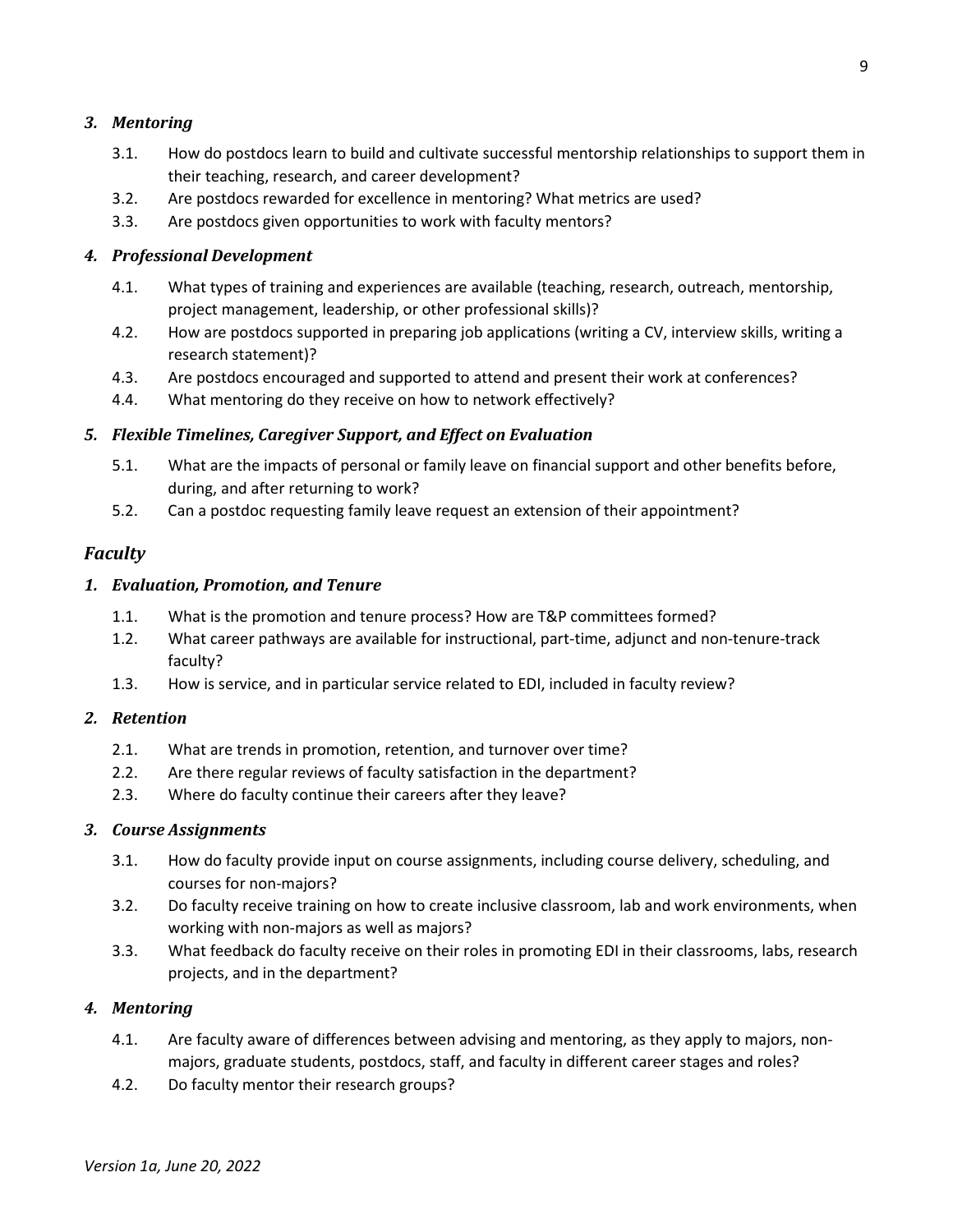### *3. Mentoring*

3.1. How do postdocs learn to build and cultivate successful mentorship relationships to support them in their teaching, research, and career development?

3.2. Are postdocs rewarded for excellence in mentoring? What metrics are used?

3.3. Are postdocs given opportunities to work with faculty mentors?

### *4. Professional Development*

4.1. What types of training and experiences are available (teaching, research, outreach, mentorship, project management, leadership, or other professional skills)?

4.2. How are postdocs supported in preparing job applications (writing a CV, interview skills, writing a research statement)?

4.3. Are postdocs encouraged and supported to attend and present their work at conferences?

4.4. What mentoring do they receive on how to network effectively?

### *5. Flexible Timelines, Caregiver Support, and Effect on Evaluation*

5.1. What are the impacts of personal or family leave on financial support and other benefits before, during, and after returning to work?

5.2. Can a postdoc requesting family leave request an extension of their appointment?

## *Faculty*

### *1. Evaluation, Promotion, and Tenure*

1.1. What is the promotion and tenure process? How are T&P committees formed?

1.2. What career pathways are available for instructional, part-time, adjunct and non-tenure-track faculty?

1.3. How is service, and in particular service related to EDI, included in faculty review?

### *2. Retention*

2.1. What are trends in promotion, retention, and turnover over time?

2.2. Are there regular reviews of faculty satisfaction in the department?

2.3. Where do faculty continue their careers after they leave?

### *3. Course Assignments*

3.1. How do faculty provide input on course assignments, including course delivery, scheduling, and courses for non-majors?

3.2. Do faculty receive training on how to create inclusive classroom, lab and work environments, when working with non-majors as well as majors?

3.3. What feedback do faculty receive on their roles in promoting EDI in their classrooms, labs, research projects, and in the department?

### *4. Mentoring*

4.1. Are faculty aware of differences between advising and mentoring, as they apply to majors, non-majors, graduate students, postdocs, staff, and faculty in different career stages and roles?

4.2. Do faculty mentor their research groups?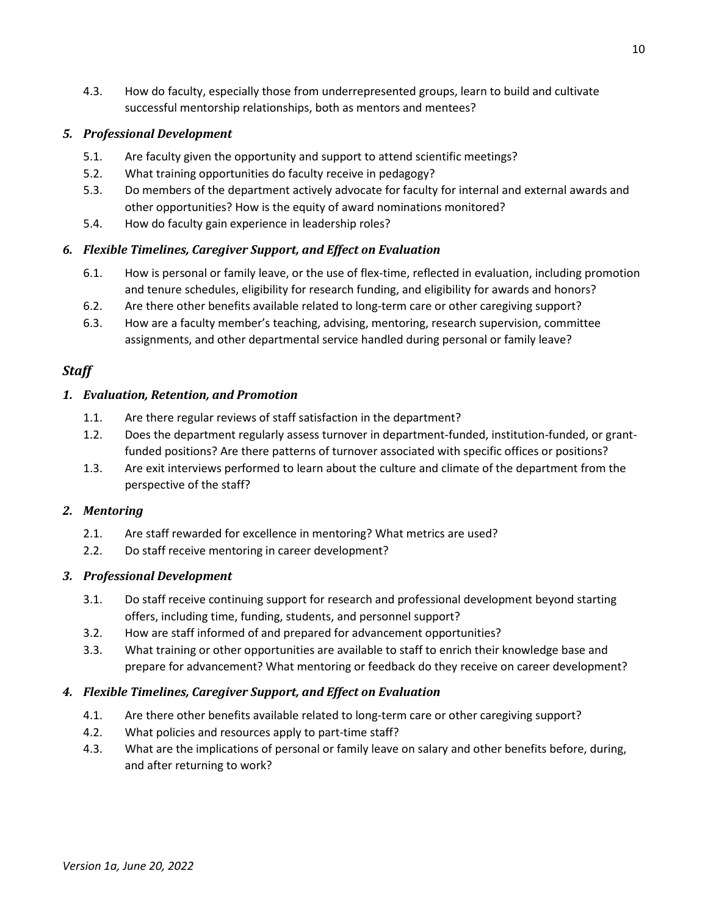4.3. How do faculty, especially those from underrepresented groups, learn to build and cultivate successful mentorship relationships, both as mentors and mentees?

### *5. Professional Development*

5.1. Are faculty given the opportunity and support to attend scientific meetings?

5.2. What training opportunities do faculty receive in pedagogy?

5.3. Do members of the department actively advocate for faculty for internal and external awards and other opportunities? How is the equity of award nominations monitored?

5.4. How do faculty gain experience in leadership roles?

### *6. Flexible Timelines, Caregiver Support, and Effect on Evaluation*

6.1. How is personal or family leave, or the use of flex-time, reflected in evaluation, including promotion and tenure schedules, eligibility for research funding, and eligibility for awards and honors?

6.2. Are there other benefits available related to long-term care or other caregiving support?

6.3. How are a faculty member's teaching, advising, mentoring, research supervision, committee assignments, and other departmental service handled during personal or family leave?

## *Staff*

### *1. Evaluation, Retention, and Promotion*

1.1. Are there regular reviews of staff satisfaction in the department?

1.2. Does the department regularly assess turnover in department-funded, institution-funded, or grant-funded positions? Are there patterns of turnover associated with specific offices or positions?

1.3. Are exit interviews performed to learn about the culture and climate of the department from the perspective of the staff?

### *2. Mentoring*

2.1. Are staff rewarded for excellence in mentoring? What metrics are used?

2.2. Do staff receive mentoring in career development?

### *3. Professional Development*

3.1. Do staff receive continuing support for research and professional development beyond starting offers, including time, funding, students, and personnel support?

3.2. How are staff informed of and prepared for advancement opportunities?

3.3. What training or other opportunities are available to staff to enrich their knowledge base and prepare for advancement? What mentoring or feedback do they receive on career development?

### *4. Flexible Timelines, Caregiver Support, and Effect on Evaluation*

4.1. Are there other benefits available related to long-term care or other caregiving support?

4.2. What policies and resources apply to part-time staff?

4.3. What are the implications of personal or family leave on salary and other benefits before, during, and after returning to work?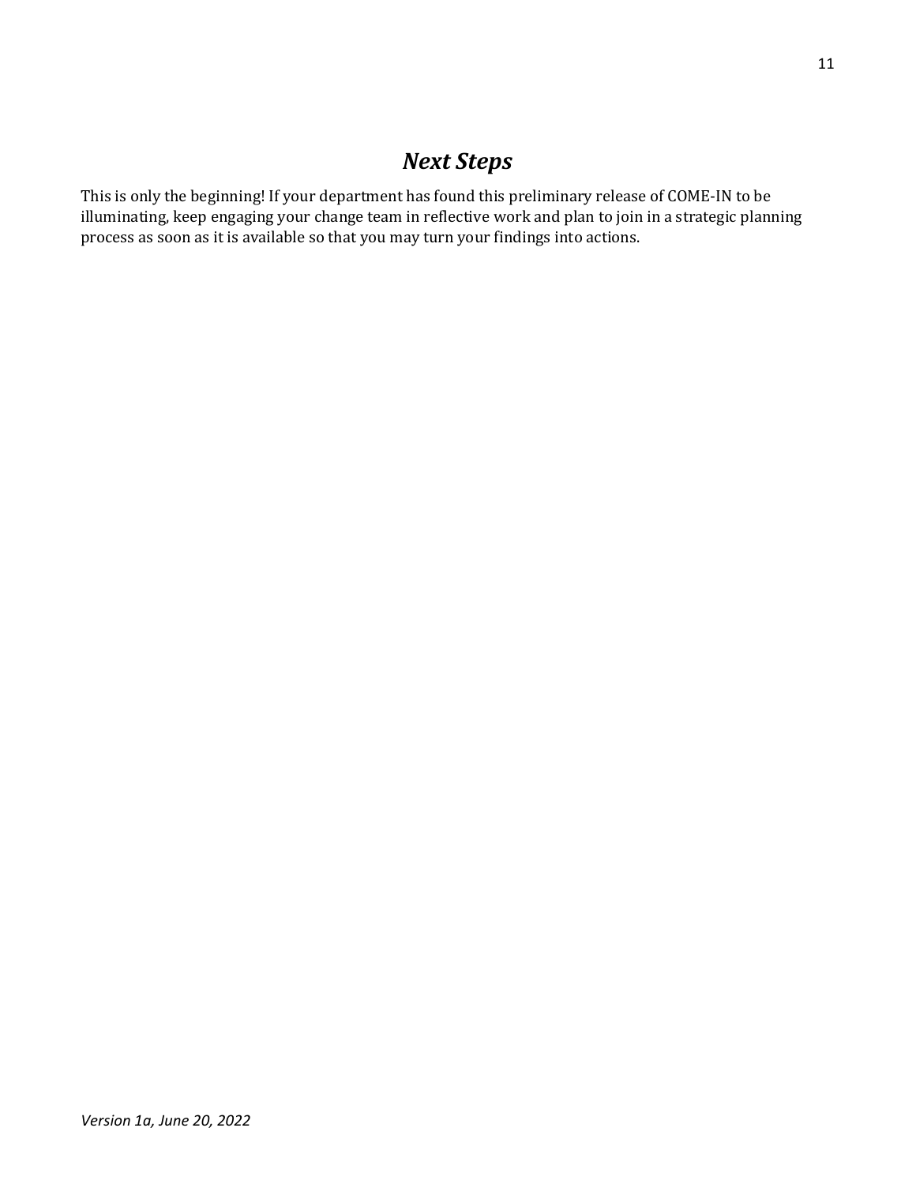# *Next Steps*

This is only the beginning! If your department has found this preliminary release of COME-IN to be illuminating, keep engaging your change team in reflective work and plan to join in a strategic planning process as soon as it is available so that you may turn your findings into actions.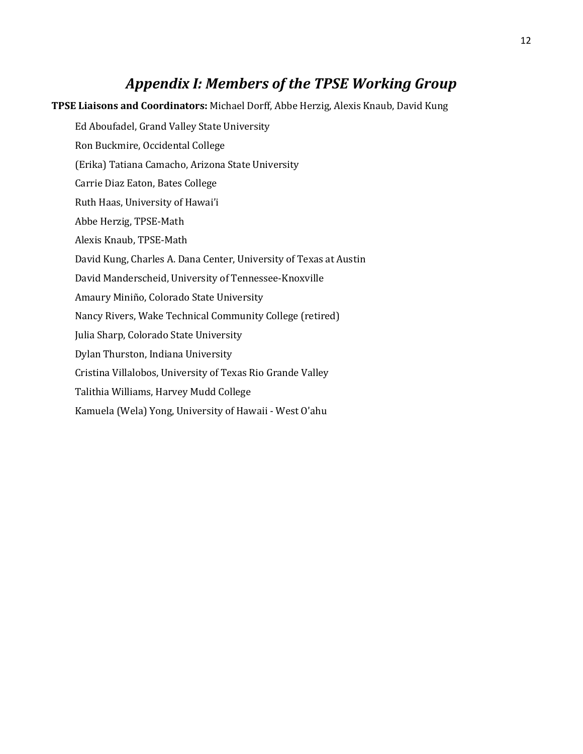# *Appendix I: Members of the TPSE Working Group*

**TPSE Liaisons and Coordinators:** Michael Dorff, Abbe Herzig, Alexis Knaub, David Kung

Ed Aboufadel, Grand Valley State University

Ron Buckmire, Occidental College

(Erika) Tatiana Camacho, Arizona State University

Carrie Diaz Eaton, Bates College

Ruth Haas, University of Hawai'i

Abbe Herzig, TPSE-Math

Alexis Knaub, TPSE-Math

David Kung, Charles A. Dana Center, University of Texas at Austin

David Manderscheid, University of Tennessee-Knoxville

Amaury Miniño, Colorado State University

Nancy Rivers, Wake Technical Community College (retired)

Julia Sharp, Colorado State University

Dylan Thurston, Indiana University

Cristina Villalobos, University of Texas Rio Grande Valley

Talithia Williams, Harvey Mudd College

Kamuela (Wela) Yong, University of Hawaii - West O'ahu